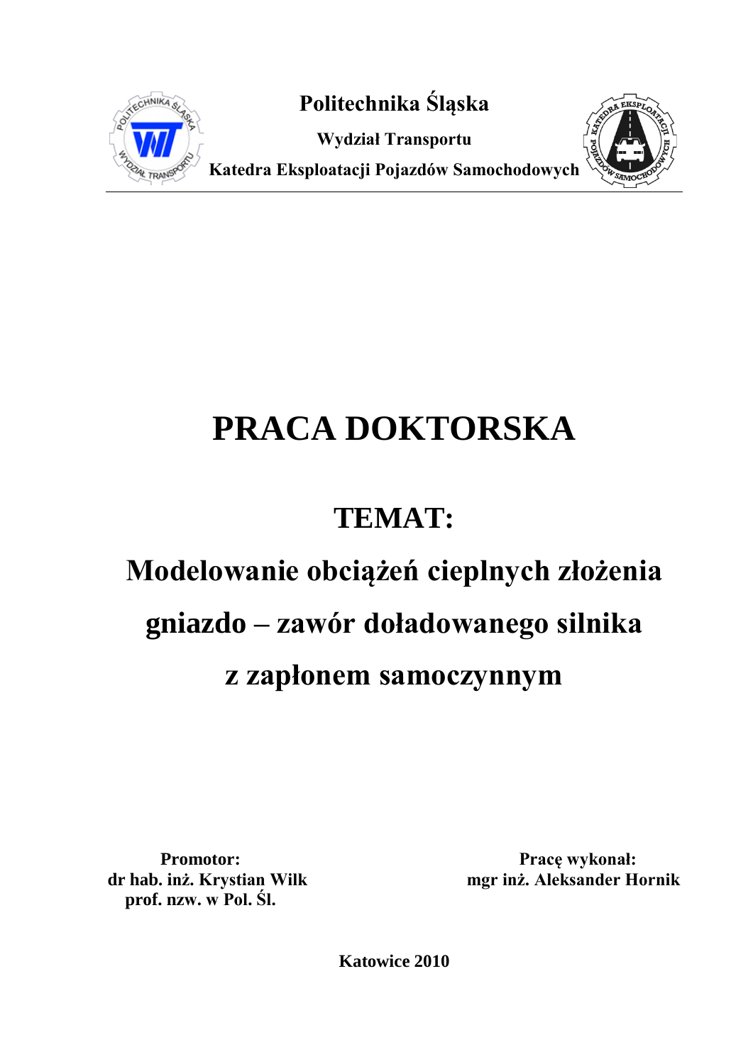**Politechnika Śląska**

**Wydział Transportu**

**Katedra Eksploatacji Pojazdów Samochodowych**

# PRACA DOKTORSKA

## TEMAT:

## Modelowanie obciążeń cieplnych złożenia gniazdo – zawór doładowanego silnika z zapłonem samoczynnym

**Promotor:**
**dr hab. inż. Krystian Wilk**
**prof. nzw. w Pol. Śl.**

**Pracę wykonał:**
**mgr inż. Aleksander Hornik**

**Katowice 2010**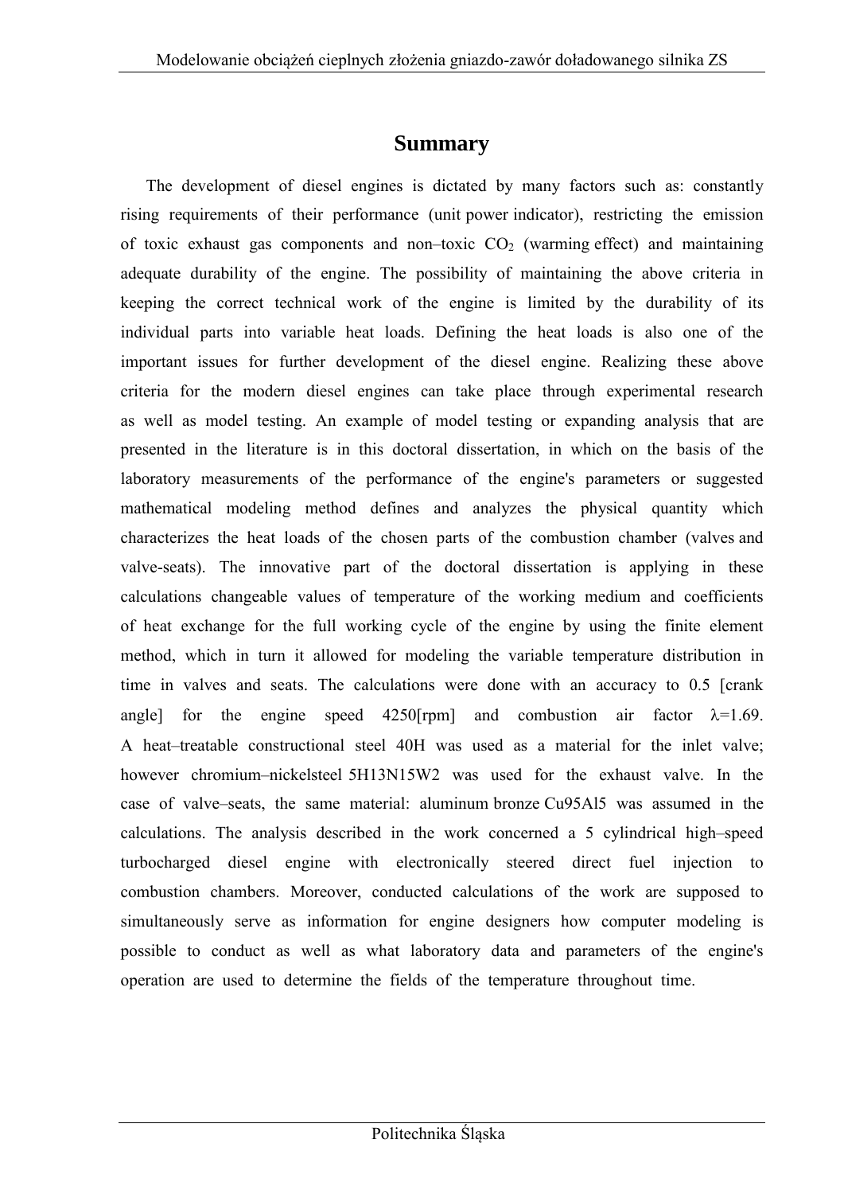# Summary

The development of diesel engines is dictated by many factors such as: constantly rising requirements of their performance (unit power indicator), restricting the emission of toxic exhaust gas components and non–toxic $CO_2$ (warming effect) and maintaining adequate durability of the engine. The possibility of maintaining the above criteria in keeping the correct technical work of the engine is limited by the durability of its individual parts into variable heat loads. Defining the heat loads is also one of the important issues for further development of the diesel engine. Realizing these above criteria for the modern diesel engines can take place through experimental research as well as model testing. An example of model testing or expanding analysis that are presented in the literature is in this doctoral dissertation, in which on the basis of the laboratory measurements of the performance of the engine's parameters or suggested mathematical modeling method defines and analyzes the physical quantity which characterizes the heat loads of the chosen parts of the combustion chamber (valves and valve-seats). The innovative part of the doctoral dissertation is applying in these calculations changeable values of temperature of the working medium and coefficients of heat exchange for the full working cycle of the engine by using the finite element method, which in turn it allowed for modeling the variable temperature distribution in time in valves and seats. The calculations were done with an accuracy to 0.5 [crank angle] for the engine speed 4250[rpm] and combustion air factor $\lambda$=1.69. A heat–treatable constructional steel 40H was used as a material for the inlet valve; however chromium–nickelsteel 5H13N15W2 was used for the exhaust valve. In the case of valve–seats, the same material: aluminum bronze Cu95Al5 was assumed in the calculations. The analysis described in the work concerned a 5 cylindrical high–speed turbocharged diesel engine with electronically steered direct fuel injection to combustion chambers. Moreover, conducted calculations of the work are supposed to simultaneously serve as information for engine designers how computer modeling is possible to conduct as well as what laboratory data and parameters of the engine's operation are used to determine the fields of the temperature throughout time.